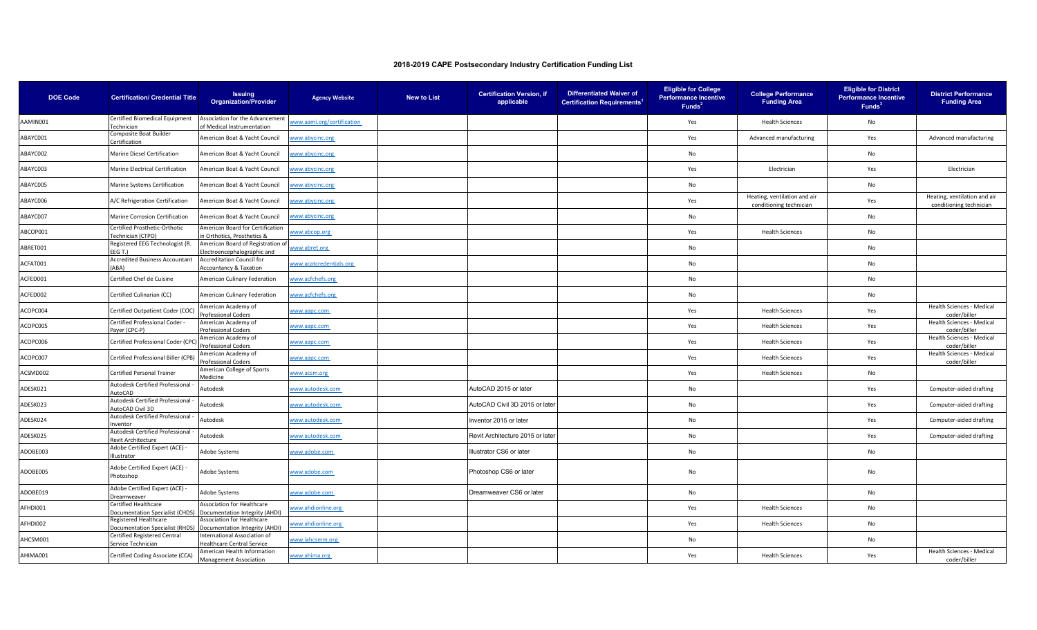# 2018-2019 CAPE Postsecondary Industry Certification Funding List

| DOE Code | Certification/ Credential Title | Issuing Organization/Provider | Agency Website | New to List | Certification Version, if applicable | Differentiated Waiver of Certification Requirements[1] | Eligible for College Performance Incentive Funds[2] | College Performance Funding Area | Eligible for District Performance Incentive Funds[3] | District Performance Funding Area |
|---|---|---|---|---|---|---|---|---|---|---|
| AAMIN001 | Certified Biomedical Equipment Technician | Association for the Advancement of Medical Instrumentation | www.aami.org/certification | | | | Yes | Health Sciences | No | |
| ABAYC001 | Composite Boat Builder Certification | American Boat & Yacht Council | www.abycinc.org | | | | Yes | Advanced manufacturing | Yes | Advanced manufacturing |
| ABAYC002 | Marine Diesel Certification | American Boat & Yacht Council | www.abycinc.org | | | | No | | No | |
| ABAYC003 | Marine Electrical Certification | American Boat & Yacht Council | www.abycinc.org | | | | Yes | Electrician | Yes | Electrician |
| ABAYC005 | Marine Systems Certification | American Boat & Yacht Council | www.abycinc.org | | | | No | | No | |
| ABAYC006 | A/C Refrigeration Certification | American Boat & Yacht Council | www.abycinc.org | | | | Yes | Heating, ventilation and air conditioning technician | Yes | Heating, ventilation and air conditioning technician |
| ABAYC007 | Marine Corrosion Certification | American Boat & Yacht Council | www.abycinc.org | | | | No | | No | |
| ABCOP001 | Certified Prosthetic-Orthotic Technician (CTPO) | American Board for Certification in Orthotics, Prosthetics & | www.abcop.org | | | | Yes | Health Sciences | No | |
| ABRET001 | Registered EEG Technologist (R. EEG T.) | American Board of Registration of Electroencephalographic and | www.abret.org | | | | No | | No | |
| ACFAT001 | Accredited Business Accountant (ABA) | Accreditation Council for Accountancy & Taxation | www.acatcredentials.org | | | | No | | No | |
| ACFED001 | Certified Chef de Cuisine | American Culinary Federation | www.acfchefs.org | | | | No | | No | |
| ACFED002 | Certified Culinarian (CC) | American Culinary Federation | www.acfchefs.org | | | | No | | No | |
| ACOPC004 | Certified Outpatient Coder (COC) | American Academy of Professional Coders | www.aapc.com | | | | Yes | Health Sciences | Yes | Health Sciences - Medical coder/biller |
| ACOPC005 | Certified Professional Coder - Payer (CPC-P) | American Academy of Professional Coders | www.aapc.com | | | | Yes | Health Sciences | Yes | Health Sciences - Medical coder/biller |
| ACOPC006 | Certified Professional Coder (CPC) | American Academy of Professional Coders | www.aapc.com | | | | Yes | Health Sciences | Yes | Health Sciences - Medical coder/biller |
| ACOPC007 | Certified Professional Biller (CPB) | American Academy of Professional Coders | www.aapc.com | | | | Yes | Health Sciences | Yes | Health Sciences - Medical coder/biller |
| ACSMD002 | Certified Personal Trainer | American College of Sports Medicine | www.acsm.org | | | | Yes | Health Sciences | No | |
| ADESK021 | Autodesk Certified Professional - AutoCAD | Autodesk | www.autodesk.com | | AutoCAD 2015 or later | | No | | Yes | Computer-aided drafting |
| ADESK023 | Autodesk Certified Professional - AutoCAD Civil 3D | Autodesk | www.autodesk.com | | AutoCAD Civil 3D 2015 or later | | No | | Yes | Computer-aided drafting |
| ADESK024 | Autodesk Certified Professional - Inventor | Autodesk | www.autodesk.com | | Inventor 2015 or later | | No | | Yes | Computer-aided drafting |
| ADESK025 | Autodesk Certified Professional - Revit Architecture | Autodesk | www.autodesk.com | | Revit Architecture 2015 or later | | No | | Yes | Computer-aided drafting |
| ADOBE003 | Adobe Certified Expert (ACE) - Illustrator | Adobe Systems | www.adobe.com | | Illustrator CS6 or later | | No | | No | |
| ADOBE005 | Adobe Certified Expert (ACE) - Photoshop | Adobe Systems | www.adobe.com | | Photoshop CS6 or later | | No | | No | |
| ADOBE019 | Adobe Certified Expert (ACE) - Dreamweaver | Adobe Systems | www.adobe.com | | Dreamweaver CS6 or later | | No | | No | |
| AFHDI001 | Certified Healthcare Documentation Specialist (CHDS) | Association for Healthcare Documentation Integrity (AHDI) | www.ahdionline.org | | | | Yes | Health Sciences | No | |
| AFHDI002 | Registered Healthcare Documentation Specialist (RHDS) | Association for Healthcare Documentation Integrity (AHDI) | www.ahdionline.org | | | | Yes | Health Sciences | No | |
| AHCSM001 | Certified Registered Central Service Technician | International Association of Healthcare Central Service | www.iahcsmm.org | | | | No | | No | |
| AHIMA001 | Certified Coding Associate (CCA) | American Health Information Management Association | www.ahima.org | | | | Yes | Health Sciences | Yes | Health Sciences - Medical coder/biller |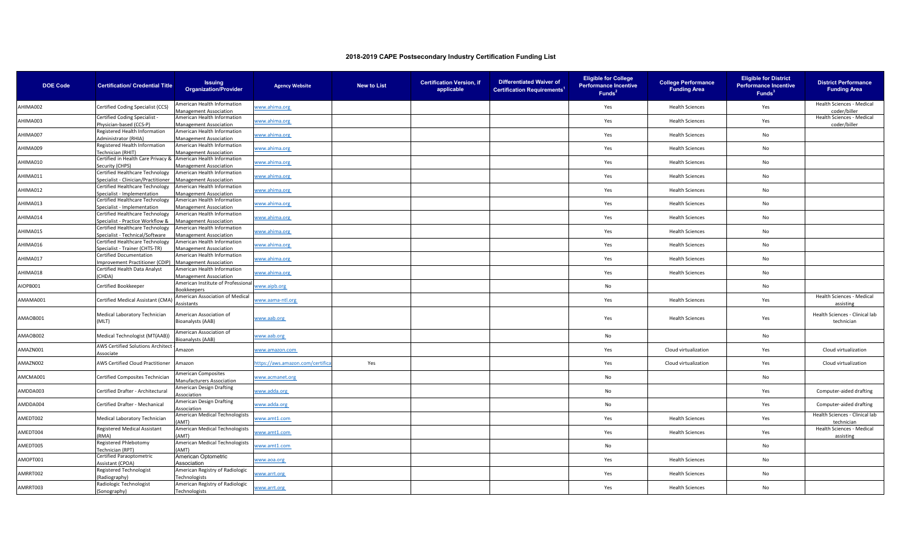# 2018-2019 CAPE Postsecondary Industry Certification Funding List

| DOE Code | Certification/ Credential Title | Issuing Organization/Provider | Agency Website | New to List | Certification Version, if applicable | Differentiated Waiver of Certification Requirements[1] | Eligible for College Performance Incentive Funds[2] | College Performance Funding Area | Eligible for District Performance Incentive Funds[3] | District Performance Funding Area |
|---|---|---|---|---|---|---|---|---|---|---|
| AHIMA002 | Certified Coding Specialist (CCS) | American Health Information Management Association | www.ahima.org | | | | Yes | Health Sciences | Yes | Health Sciences - Medical coder/biller |
| AHIMA003 | Certified Coding Specialist - Physician-based (CCS-P) | American Health Information Management Association | www.ahima.org | | | | Yes | Health Sciences | Yes | Health Sciences - Medical coder/biller |
| AHIMA007 | Registered Health Information Administrator (RHIA) | American Health Information Management Association | www.ahima.org | | | | Yes | Health Sciences | No | |
| AHIMA009 | Registered Health Information Technician (RHIT) | American Health Information Management Association | www.ahima.org | | | | Yes | Health Sciences | No | |
| AHIMA010 | Certified in Health Care Privacy & Security (CHPS) | American Health Information Management Association | www.ahima.org | | | | Yes | Health Sciences | No | |
| AHIMA011 | Certified Healthcare Technology Specialist - Clinician/Practitioner | American Health Information Management Association | www.ahima.org | | | | Yes | Health Sciences | No | |
| AHIMA012 | Certified Healthcare Technology Specialist - Implementation | American Health Information Management Association | www.ahima.org | | | | Yes | Health Sciences | No | |
| AHIMA013 | Certified Healthcare Technology Specialist - Implementation | American Health Information Management Association | www.ahima.org | | | | Yes | Health Sciences | No | |
| AHIMA014 | Certified Healthcare Technology Specialist - Practice Workflow & | American Health Information Management Association | www.ahima.org | | | | Yes | Health Sciences | No | |
| AHIMA015 | Certified Healthcare Technology Specialist - Technical/Software | American Health Information Management Association | www.ahima.org | | | | Yes | Health Sciences | No | |
| AHIMA016 | Certified Healthcare Technology Specialist - Trainer (CHTS-TR) | American Health Information Management Association | www.ahima.org | | | | Yes | Health Sciences | No | |
| AHIMA017 | Certified Documentation Improvement Practitioner (CDIP) | American Health Information Management Association | www.ahima.org | | | | Yes | Health Sciences | No | |
| AHIMA018 | Certified Health Data Analyst (CHDA) | American Health Information Management Association | www.ahima.org | | | | Yes | Health Sciences | No | |
| AIOPB001 | Certified Bookkeeper | American Institute of Professional Bookkeepers | www.aipb.org | | | | No | | No | |
| AMAMA001 | Certified Medical Assistant (CMA) | American Association of Medical Assistants | www.aama-ntl.org | | | | Yes | Health Sciences | Yes | Health Sciences - Medical assisting |
| AMAOB001 | Medical Laboratory Technician (MLT) | American Association of Bioanalysts (AAB) | www.aab.org | | | | Yes | Health Sciences | Yes | Health Sciences - Clinical lab technician |
| AMAOB002 | Medical Technologist (MT(AAB)) | American Association of Bioanalysts (AAB) | www.aab.org | | | | No | | No | |
| AMAZN001 | AWS Certified Solutions Architect - Associate | Amazon | www.amazon.com | | | | Yes | Cloud virtualization | Yes | Cloud virtualization |
| AMAZN002 | AWS Certified Cloud Practitioner | Amazon | https://aws.amazon.com/certifica | Yes | | | Yes | Cloud virtualization | Yes | Cloud virtualization |
| AMCMA001 | Certified Composites Technician | American Composites Manufacturers Association | www.acmanet.org | | | | No | | No | |
| AMDDA003 | Certified Drafter - Architectural | American Design Drafting Association | www.adda.org | | | | No | | Yes | Computer-aided drafting |
| AMDDA004 | Certified Drafter - Mechanical | American Design Drafting Association | www.adda.org | | | | No | | Yes | Computer-aided drafting |
| AMEDT002 | Medical Laboratory Technician | American Medical Technologists (AMT) | www.amt1.com | | | | Yes | Health Sciences | Yes | Health Sciences - Clinical lab technician |
| AMEDT004 | Registered Medical Assistant (RMA) | American Medical Technologists (AMT) | www.amt1.com | | | | Yes | Health Sciences | Yes | Health Sciences - Medical assisting |
| AMEDT005 | Registered Phlebotomy Technician (RPT) | American Medical Technologists (AMT) | www.amt1.com | | | | No | | No | |
| AMOPT001 | Certified Paraoptometric Assistant (CPOA) | American Optometric Association | www.aoa.org | | | | Yes | Health Sciences | No | |
| AMRRT002 | Registered Technologist (Radiography) | American Registry of Radiologic Technologists | www.arrt.org | | | | Yes | Health Sciences | No | |
| AMRRT003 | Radiologic Technologist (Sonography) | American Registry of Radiologic Technologists | www.arrt.org | | | | Yes | Health Sciences | No | |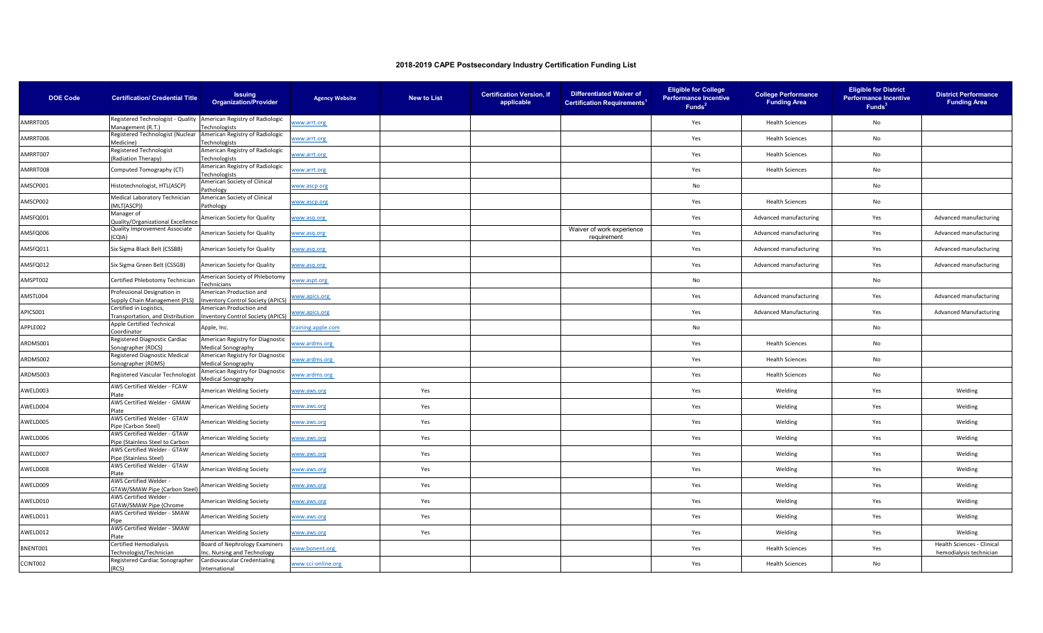# 2018-2019 CAPE Postsecondary Industry Certification Funding List

| DOE Code | Certification/ Credential Title | Issuing Organization/Provider | Agency Website | New to List | Certification Version, if applicable | Differentiated Waiver of Certification Requirements[1] | Eligible for College Performance Incentive Funds[2] | College Performance Funding Area | Eligible for District Performance Incentive Funds[3] | District Performance Funding Area |
|---|---|---|---|---|---|---|---|---|---|---|
| AMRRT005 | Registered Technologist - Quality Management (R.T.) | American Registry of Radiologic Technologists | www.arrt.org | | | | Yes | Health Sciences | No | |
| AMRRT006 | Registered Technologist (Nuclear Medicine) | American Registry of Radiologic Technologists | www.arrt.org | | | | Yes | Health Sciences | No | |
| AMRRT007 | Registered Technologist (Radiation Therapy) | American Registry of Radiologic Technologists | www.arrt.org | | | | Yes | Health Sciences | No | |
| AMRRT008 | Computed Tomography (CT) | American Registry of Radiologic Technologists | www.arrt.org | | | | Yes | Health Sciences | No | |
| AMSCP001 | Histotechnologist, HTL(ASCP) | American Society of Clinical Pathology | www.ascp.org | | | | No | | No | |
| AMSCP002 | Medical Laboratory Technician (MLT(ASCP)) | American Society of Clinical Pathology | www.ascp.org | | | | Yes | Health Sciences | No | |
| AMSFQ001 | Manager of Quality/Organizational Excellence | American Society for Quality | www.asq.org | | | | Yes | Advanced manufacturing | Yes | Advanced manufacturing |
| AMSFQ006 | Quality Improvement Associate (CQIA) | American Society for Quality | www.asq.org | | | Waiver of work experience requirement | Yes | Advanced manufacturing | Yes | Advanced manufacturing |
| AMSFQ011 | Six Sigma Black Belt (CSSBB) | American Society for Quality | www.asq.org | | | | Yes | Advanced manufacturing | Yes | Advanced manufacturing |
| AMSFQ012 | Six Sigma Green Belt (CSSGB) | American Society for Quality | www.asq.org | | | | Yes | Advanced manufacturing | Yes | Advanced manufacturing |
| AMSPT002 | Certified Phlebotomy Technician | American Society of Phlebotomy Technicians | www.aspt.org | | | | No | | No | |
| AMSTL004 | Professional Designation in Supply Chain Management (PLS) | American Production and Inventory Control Society (APICS) | www.apics.org | | | | Yes | Advanced manufacturing | Yes | Advanced manufacturing |
| APICS001 | Certified in Logistics, Transportation, and Distribution | American Production and Inventory Control Society (APICS) | www.apics.org | | | | Yes | Advanced Manufacturing | Yes | Advanced Manufacturing |
| APPLE002 | Apple Certified Technical Coordinator | Apple, Inc. | training.apple.com | | | | No | | No | |
| ARDMS001 | Registered Diagnostic Cardiac Sonographer (RDCS) | American Registry for Diagnostic Medical Sonography | www.ardms.org | | | | Yes | Health Sciences | No | |
| ARDMS002 | Registered Diagnostic Medical Sonographer (RDMS) | American Registry for Diagnostic Medical Sonography | www.ardms.org | | | | Yes | Health Sciences | No | |
| ARDMS003 | Registered Vascular Technologist | American Registry for Diagnostic Medical Sonography | www.ardms.org | | | | Yes | Health Sciences | No | |
| AWELD003 | AWS Certified Welder - FCAW Plate | American Welding Society | www.aws.org | Yes | | | Yes | Welding | Yes | Welding |
| AWELD004 | AWS Certified Welder - GMAW Plate | American Welding Society | www.aws.org | Yes | | | Yes | Welding | Yes | Welding |
| AWELD005 | AWS Certified Welder - GTAW Pipe (Carbon Steel) | American Welding Society | www.aws.org | Yes | | | Yes | Welding | Yes | Welding |
| AWELD006 | AWS Certified Welder - GTAW Pipe (Stainless Steel to Carbon | American Welding Society | www.aws.org | Yes | | | Yes | Welding | Yes | Welding |
| AWELD007 | AWS Certified Welder - GTAW Pipe (Stainless Steel) | American Welding Society | www.aws.org | Yes | | | Yes | Welding | Yes | Welding |
| AWELD008 | AWS Certified Welder - GTAW Plate | American Welding Society | www.aws.org | Yes | | | Yes | Welding | Yes | Welding |
| AWELD009 | AWS Certified Welder - GTAW/SMAW Pipe (Carbon Steel) | American Welding Society | www.aws.org | Yes | | | Yes | Welding | Yes | Welding |
| AWELD010 | AWS Certified Welder - GTAW/SMAW Pipe (Chrome | American Welding Society | www.aws.org | Yes | | | Yes | Welding | Yes | Welding |
| AWELD011 | AWS Certified Welder - SMAW Pipe | American Welding Society | www.aws.org | Yes | | | Yes | Welding | Yes | Welding |
| AWELD012 | AWS Certified Welder - SMAW Plate | American Welding Society | www.aws.org | Yes | | | Yes | Welding | Yes | Welding |
| BNENT001 | Certified Hemodialysis Technologist/Technician | Board of Nephrology Examiners Inc. Nursing and Technology | www.bonent.org | | | | Yes | Health Sciences | Yes | Health Sciences - Clinical hemodialysis technician |
| CCINT002 | Registered Cardiac Sonographer (RCS) | Cardiovascular Credentialing International | www.cci-online.org | | | | Yes | Health Sciences | No | |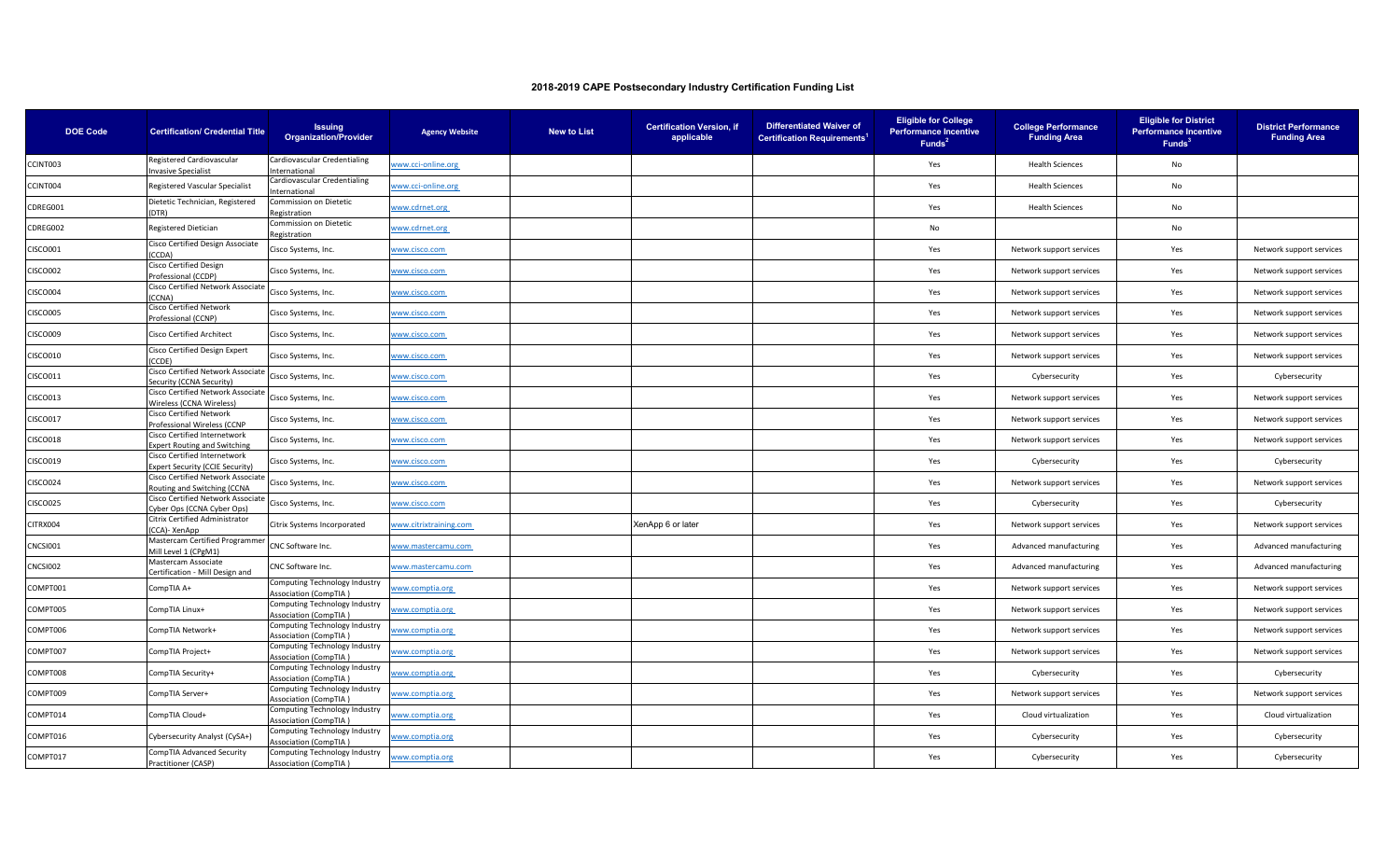## 2018-2019 CAPE Postsecondary Industry Certification Funding List

| DOE Code | Certification/ Credential Title | Issuing Organization/Provider | Agency Website | New to List | Certification Version, if applicable | Differentiated Waiver of Certification Requirements[1] | Eligible for College Performance Incentive Funds[2] | College Performance Funding Area | Eligible for District Performance Incentive Funds[3] | District Performance Funding Area |
|---|---|---|---|---|---|---|---|---|---|---|
| CCINT003 | Registered Cardiovascular Invasive Specialist | Cardiovascular Credentialing International | www.cci-online.org | | | | Yes | Health Sciences | No | |
| CCINT004 | Registered Vascular Specialist | Cardiovascular Credentialing International | www.cci-online.org | | | | Yes | Health Sciences | No | |
| CDREG001 | Dietetic Technician, Registered (DTR) | Commission on Dietetic Registration | www.cdrnet.org | | | | Yes | Health Sciences | No | |
| CDREG002 | Registered Dietician | Commission on Dietetic Registration | www.cdrnet.org | | | | No | | No | |
| CISCO001 | Cisco Certified Design Associate (CCDA) | Cisco Systems, Inc. | www.cisco.com | | | | Yes | Network support services | Yes | Network support services |
| CISCO002 | Cisco Certified Design Professional (CCDP) | Cisco Systems, Inc. | www.cisco.com | | | | Yes | Network support services | Yes | Network support services |
| CISCO004 | Cisco Certified Network Associate (CCNA) | Cisco Systems, Inc. | www.cisco.com | | | | Yes | Network support services | Yes | Network support services |
| CISCO005 | Cisco Certified Network Professional (CCNP) | Cisco Systems, Inc. | www.cisco.com | | | | Yes | Network support services | Yes | Network support services |
| CISCO009 | Cisco Certified Architect | Cisco Systems, Inc. | www.cisco.com | | | | Yes | Network support services | Yes | Network support services |
| CISCO010 | Cisco Certified Design Expert (CCDE) | Cisco Systems, Inc. | www.cisco.com | | | | Yes | Network support services | Yes | Network support services |
| CISCO011 | Cisco Certified Network Associate Security (CCNA Security) | Cisco Systems, Inc. | www.cisco.com | | | | Yes | Cybersecurity | Yes | Cybersecurity |
| CISCO013 | Cisco Certified Network Associate Wireless (CCNA Wireless) | Cisco Systems, Inc. | www.cisco.com | | | | Yes | Network support services | Yes | Network support services |
| CISCO017 | Cisco Certified Network Professional Wireless (CCNP | Cisco Systems, Inc. | www.cisco.com | | | | Yes | Network support services | Yes | Network support services |
| CISCO018 | Cisco Certified Internetwork Expert Routing and Switching | Cisco Systems, Inc. | www.cisco.com | | | | Yes | Network support services | Yes | Network support services |
| CISCO019 | Cisco Certified Internetwork Expert Security (CCIE Security) | Cisco Systems, Inc. | www.cisco.com | | | | Yes | Cybersecurity | Yes | Cybersecurity |
| CISCO024 | Cisco Certified Network Associate Routing and Switching (CCNA | Cisco Systems, Inc. | www.cisco.com | | | | Yes | Network support services | Yes | Network support services |
| CISCO025 | Cisco Certified Network Associate Cyber Ops (CCNA Cyber Ops) | Cisco Systems, Inc. | www.cisco.com | | | | Yes | Cybersecurity | Yes | Cybersecurity |
| CITRX004 | Citrix Certified Administrator (CCA)- XenApp | Citrix Systems Incorporated | www.citrixtraining.com | | XenApp 6 or later | | Yes | Network support services | Yes | Network support services |
| CNCSI001 | Mastercam Certified Programmer Mill Level 1 (CPgM1) | CNC Software Inc. | www.mastercamu.com | | | | Yes | Advanced manufacturing | Yes | Advanced manufacturing |
| CNCSI002 | Mastercam Associate Certification - Mill Design and | CNC Software Inc. | www.mastercamu.com | | | | Yes | Advanced manufacturing | Yes | Advanced manufacturing |
| COMPT001 | CompTIA A+ | Computing Technology Industry Association (CompTIA ) | www.comptia.org | | | | Yes | Network support services | Yes | Network support services |
| COMPT005 | CompTIA Linux+ | Computing Technology Industry Association (CompTIA ) | www.comptia.org | | | | Yes | Network support services | Yes | Network support services |
| COMPT006 | CompTIA Network+ | Computing Technology Industry Association (CompTIA ) | www.comptia.org | | | | Yes | Network support services | Yes | Network support services |
| COMPT007 | CompTIA Project+ | Computing Technology Industry Association (CompTIA ) | www.comptia.org | | | | Yes | Network support services | Yes | Network support services |
| COMPT008 | CompTIA Security+ | Computing Technology Industry Association (CompTIA ) | www.comptia.org | | | | Yes | Cybersecurity | Yes | Cybersecurity |
| COMPT009 | CompTIA Server+ | Computing Technology Industry Association (CompTIA ) | www.comptia.org | | | | Yes | Network support services | Yes | Network support services |
| COMPT014 | CompTIA Cloud+ | Computing Technology Industry Association (CompTIA ) | www.comptia.org | | | | Yes | Cloud virtualization | Yes | Cloud virtualization |
| COMPT016 | Cybersecurity Analyst (CySA+) | Computing Technology Industry Association (CompTIA ) | www.comptia.org | | | | Yes | Cybersecurity | Yes | Cybersecurity |
| COMPT017 | CompTIA Advanced Security Practitioner (CASP) | Computing Technology Industry Association (CompTIA ) | www.comptia.org | | | | Yes | Cybersecurity | Yes | Cybersecurity |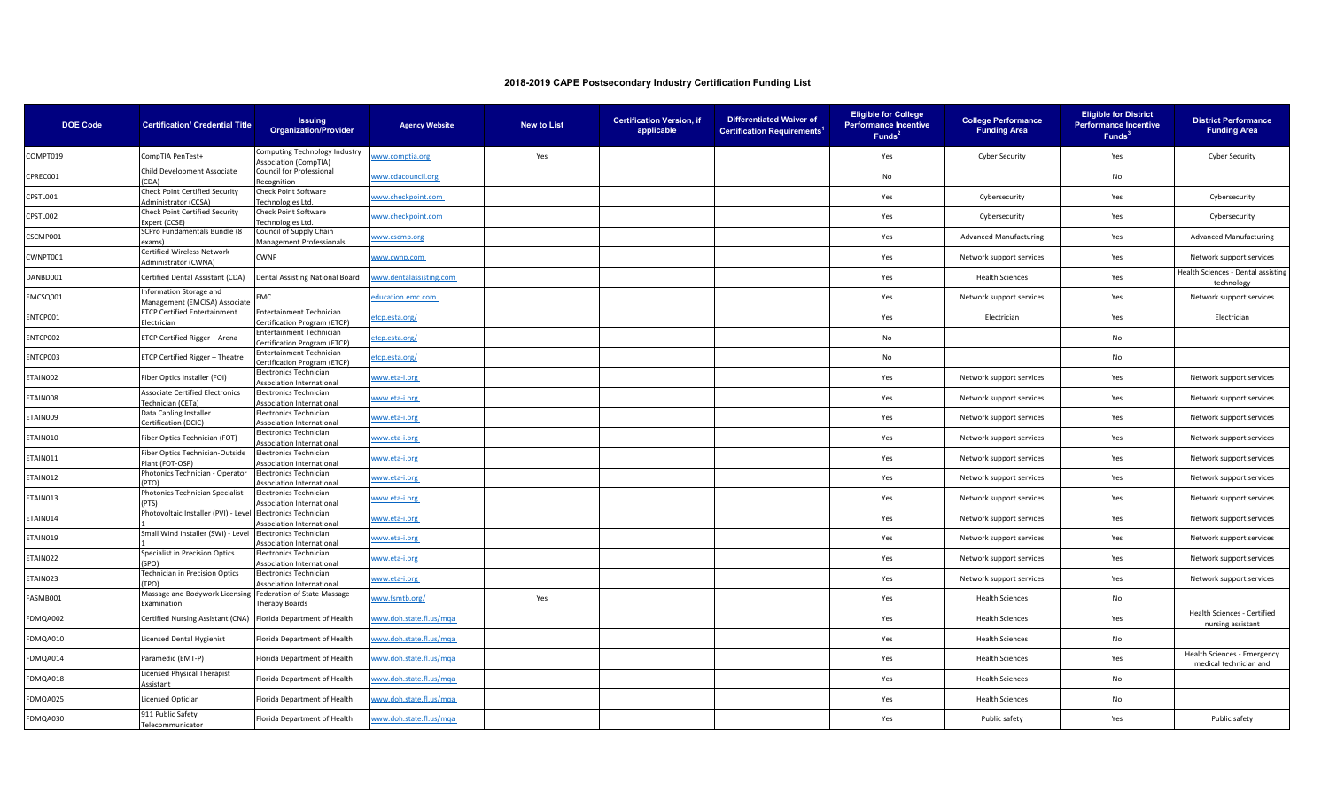## 2018-2019 CAPE Postsecondary Industry Certification Funding List

| DOE Code | Certification/ Credential Title | Issuing Organization/Provider | Agency Website | New to List | Certification Version, if applicable | Differentiated Waiver of Certification Requirements[1] | Eligible for College Performance Incentive Funds[2] | College Performance Funding Area | Eligible for District Performance Incentive Funds[3] | District Performance Funding Area |
|---|---|---|---|---|---|---|---|---|---|---|
| COMPT019 | CompTIA PenTest+ | Computing Technology Industry Association (CompTIA) | www.comptia.org | Yes | | | Yes | Cyber Security | Yes | Cyber Security |
| CPREC001 | Child Development Associate (CDA) | Council for Professional Recognition | www.cdacouncil.org | | | | No | | No | |
| CPSTL001 | Check Point Certified Security Administrator (CCSA) | Check Point Software Technologies Ltd. | www.checkpoint.com | | | | Yes | Cybersecurity | Yes | Cybersecurity |
| CPSTL002 | Check Point Certified Security Expert (CCSE) | Check Point Software Technologies Ltd. | www.checkpoint.com | | | | Yes | Cybersecurity | Yes | Cybersecurity |
| CSCMP001 | SCPro Fundamentals Bundle (8 exams) | Council of Supply Chain Management Professionals | www.cscmp.org | | | | Yes | Advanced Manufacturing | Yes | Advanced Manufacturing |
| CWNPT001 | Certified Wireless Network Administrator (CWNA) | CWNP | www.cwnp.com | | | | Yes | Network support services | Yes | Network support services |
| DANBD001 | Certified Dental Assistant (CDA) | Dental Assisting National Board | www.dentalassisting.com | | | | Yes | Health Sciences | Yes | Health Sciences - Dental assisting technology |
| EMCSQ001 | Information Storage and Management (EMCISA) Associate | EMC | education.emc.com | | | | Yes | Network support services | Yes | Network support services |
| ENTCP001 | ETCP Certified Entertainment Electrician | Entertainment Technician Certification Program (ETCP) | etcp.esta.org/ | | | | Yes | Electrician | Yes | Electrician |
| ENTCP002 | ETCP Certified Rigger – Arena | Entertainment Technician Certification Program (ETCP) | etcp.esta.org/ | | | | No | | No | |
| ENTCP003 | ETCP Certified Rigger – Theatre | Entertainment Technician Certification Program (ETCP) | etcp.esta.org/ | | | | No | | No | |
| ETAIN002 | Fiber Optics Installer (FOI) | Electronics Technician Association International | www.eta-i.org | | | | Yes | Network support services | Yes | Network support services |
| ETAIN008 | Associate Certified Electronics Technician (CETa) | Electronics Technician Association International | www.eta-i.org | | | | Yes | Network support services | Yes | Network support services |
| ETAIN009 | Data Cabling Installer Certification (DCIC) | Electronics Technician Association International | www.eta-i.org | | | | Yes | Network support services | Yes | Network support services |
| ETAIN010 | Fiber Optics Technician (FOT) | Electronics Technician Association International | www.eta-i.org | | | | Yes | Network support services | Yes | Network support services |
| ETAIN011 | Fiber Optics Technician-Outside Plant (FOT-OSP) | Electronics Technician Association International | www.eta-i.org | | | | Yes | Network support services | Yes | Network support services |
| ETAIN012 | Photonics Technician - Operator (PTO) | Electronics Technician Association International | www.eta-i.org | | | | Yes | Network support services | Yes | Network support services |
| ETAIN013 | Photonics Technician Specialist (PTS) | Electronics Technician Association International | www.eta-i.org | | | | Yes | Network support services | Yes | Network support services |
| ETAIN014 | Photovoltaic Installer (PVI) - Level 1 | Electronics Technician Association International | www.eta-i.org | | | | Yes | Network support services | Yes | Network support services |
| ETAIN019 | Small Wind Installer (SWI) - Level 1 | Electronics Technician Association International | www.eta-i.org | | | | Yes | Network support services | Yes | Network support services |
| ETAIN022 | Specialist in Precision Optics (SPO) | Electronics Technician Association International | www.eta-i.org | | | | Yes | Network support services | Yes | Network support services |
| ETAIN023 | Technician in Precision Optics (TPO) | Electronics Technician Association International | www.eta-i.org | | | | Yes | Network support services | Yes | Network support services |
| FASMB001 | Massage and Bodywork Licensing Examination | Federation of State Massage Therapy Boards | www.fsmtb.org/ | Yes | | | Yes | Health Sciences | No | |
| FDMQA002 | Certified Nursing Assistant (CNA) | Florida Department of Health | www.doh.state.fl.us/mqa | | | | Yes | Health Sciences | Yes | Health Sciences - Certified nursing assistant |
| FDMQA010 | Licensed Dental Hygienist | Florida Department of Health | www.doh.state.fl.us/mqa | | | | Yes | Health Sciences | No | |
| FDMQA014 | Paramedic (EMT-P) | Florida Department of Health | www.doh.state.fl.us/mqa | | | | Yes | Health Sciences | Yes | Health Sciences - Emergency medical technician and |
| FDMQA018 | Licensed Physical Therapist Assistant | Florida Department of Health | www.doh.state.fl.us/mqa | | | | Yes | Health Sciences | No | |
| FDMQA025 | Licensed Optician | Florida Department of Health | www.doh.state.fl.us/mqa | | | | Yes | Health Sciences | No | |
| FDMQA030 | 911 Public Safety Telecommunicator | Florida Department of Health | www.doh.state.fl.us/mqa | | | | Yes | Public safety | Yes | Public safety |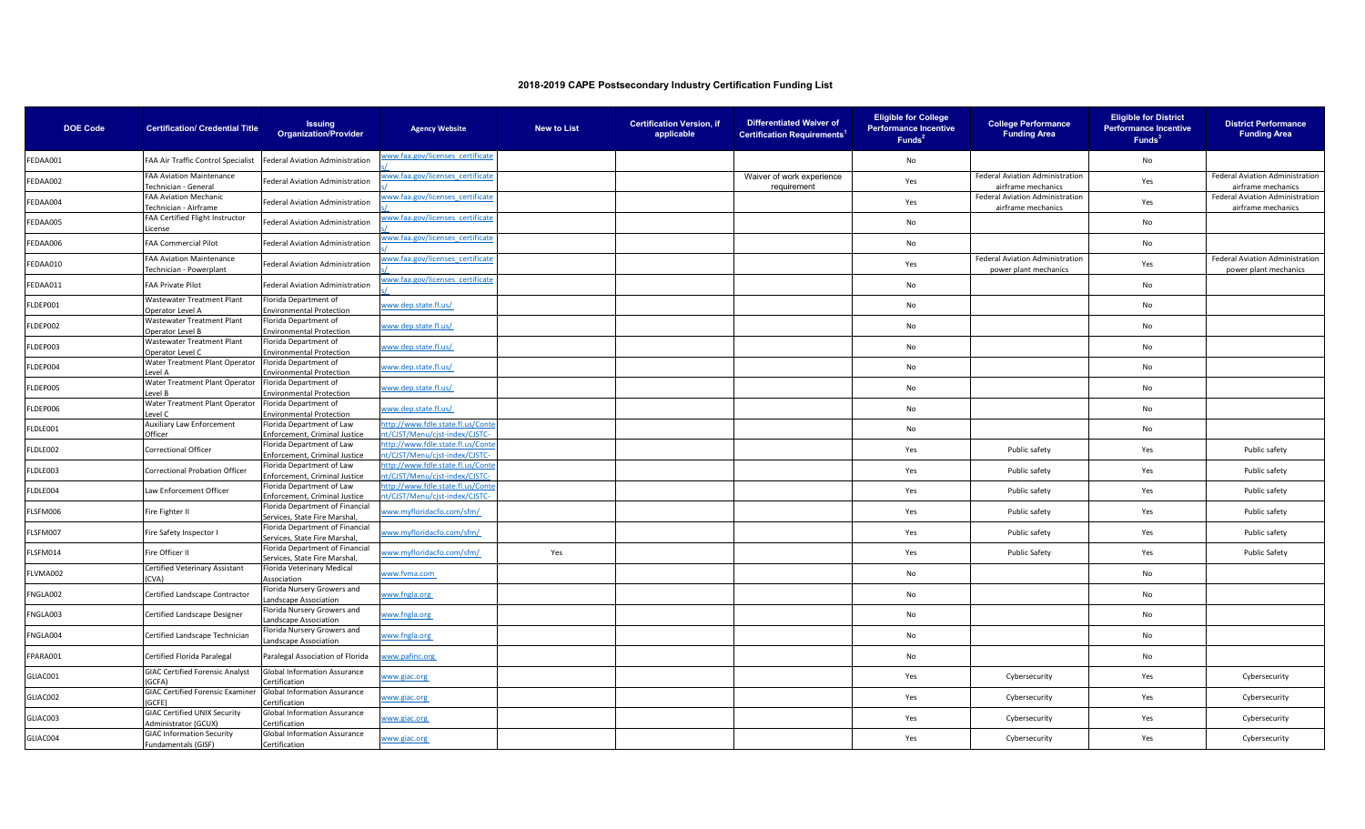## 2018-2019 CAPE Postsecondary Industry Certification Funding List

| DOE Code | Certification/ Credential Title | Issuing Organization/Provider | Agency Website | New to List | Certification Version, if applicable | Differentiated Waiver of Certification Requirements[1] | Eligible for College Performance Incentive Funds[2] | College Performance Funding Area | Eligible for District Performance Incentive Funds[3] | District Performance Funding Area |
|---|---|---|---|---|---|---|---|---|---|---|
| FEDAA001 | FAA Air Traffic Control Specialist | Federal Aviation Administration | www.faa.gov/licenses_certificates/ | | | | No | | No | |
| FEDAA002 | FAA Aviation Maintenance Technician - General | Federal Aviation Administration | www.faa.gov/licenses_certificates/ | | | Waiver of work experience requirement | Yes | Federal Aviation Administration airframe mechanics | Yes | Federal Aviation Administration airframe mechanics |
| FEDAA004 | FAA Aviation Mechanic Technician - Airframe | Federal Aviation Administration | www.faa.gov/licenses_certificates/ | | | | Yes | Federal Aviation Administration airframe mechanics | Yes | Federal Aviation Administration airframe mechanics |
| FEDAA005 | FAA Certified Flight Instructor License | Federal Aviation Administration | www.faa.gov/licenses_certificates/ | | | | No | | No | |
| FEDAA006 | FAA Commercial Pilot | Federal Aviation Administration | www.faa.gov/licenses_certificates/ | | | | No | | No | |
| FEDAA010 | FAA Aviation Maintenance Technician - Powerplant | Federal Aviation Administration | www.faa.gov/licenses_certificates/ | | | | Yes | Federal Aviation Administration power plant mechanics | Yes | Federal Aviation Administration power plant mechanics |
| FEDAA011 | FAA Private Pilot | Federal Aviation Administration | www.faa.gov/licenses_certificates/ | | | | No | | No | |
| FLDEP001 | Wastewater Treatment Plant Operator Level A | Florida Department of Environmental Protection | www.dep.state.fl.us/ | | | | No | | No | |
| FLDEP002 | Wastewater Treatment Plant Operator Level B | Florida Department of Environmental Protection | www.dep.state.fl.us/ | | | | No | | No | |
| FLDEP003 | Wastewater Treatment Plant Operator Level C | Florida Department of Environmental Protection | www.dep.state.fl.us/ | | | | No | | No | |
| FLDEP004 | Water Treatment Plant Operator Level A | Florida Department of Environmental Protection | www.dep.state.fl.us/ | | | | No | | No | |
| FLDEP005 | Water Treatment Plant Operator Level B | Florida Department of Environmental Protection | www.dep.state.fl.us/ | | | | No | | No | |
| FLDEP006 | Water Treatment Plant Operator Level C | Florida Department of Environmental Protection | www.dep.state.fl.us/ | | | | No | | No | |
| FLDLE001 | Auxiliary Law Enforcement Officer | Florida Department of Law Enforcement, Criminal Justice | http://www.fdle.state.fl.us/Content/CJST/Menu/cjst-index/CJSTC- | | | | No | | No | |
| FLDLE002 | Correctional Officer | Florida Department of Law Enforcement, Criminal Justice | http://www.fdle.state.fl.us/Content/CJST/Menu/cjst-index/CJSTC- | | | | Yes | Public safety | Yes | Public safety |
| FLDLE003 | Correctional Probation Officer | Florida Department of Law Enforcement, Criminal Justice | http://www.fdle.state.fl.us/Content/CJST/Menu/cjst-index/CJSTC- | | | | Yes | Public safety | Yes | Public safety |
| FLDLE004 | Law Enforcement Officer | Florida Department of Law Enforcement, Criminal Justice | http://www.fdle.state.fl.us/Content/CJST/Menu/cjst-index/CJSTC- | | | | Yes | Public safety | Yes | Public safety |
| FLSFM006 | Fire Fighter II | Florida Department of Financial Services, State Fire Marshal, | www.myfloridacfo.com/sfm/ | | | | Yes | Public safety | Yes | Public safety |
| FLSFM007 | Fire Safety Inspector I | Florida Department of Financial Services, State Fire Marshal, | www.myfloridacfo.com/sfm/ | | | | Yes | Public safety | Yes | Public safety |
| FLSFM014 | Fire Officer II | Florida Department of Financial Services, State Fire Marshal, | www.myfloridacfo.com/sfm/ | Yes | | | Yes | Public Safety | Yes | Public Safety |
| FLVMA002 | Certified Veterinary Assistant (CVA) | Florida Veterinary Medical Association | www.fvma.com | | | | No | | No | |
| FNGLA002 | Certified Landscape Contractor | Florida Nursery Growers and Landscape Association | www.fngla.org | | | | No | | No | |
| FNGLA003 | Certified Landscape Designer | Florida Nursery Growers and Landscape Association | www.fngla.org | | | | No | | No | |
| FNGLA004 | Certified Landscape Technician | Florida Nursery Growers and Landscape Association | www.fngla.org | | | | No | | No | |
| FPARA001 | Certified Florida Paralegal | Paralegal Association of Florida | www.pafinc.org | | | | No | | No | |
| GLIAC001 | GIAC Certified Forensic Analyst (GCFA) | Global Information Assurance Certification | www.giac.org | | | | Yes | Cybersecurity | Yes | Cybersecurity |
| GLIAC002 | GIAC Certified Forensic Examiner (GCFE) | Global Information Assurance Certification | www.giac.org | | | | Yes | Cybersecurity | Yes | Cybersecurity |
| GLIAC003 | GIAC Certified UNIX Security Administrator (GCUX) | Global Information Assurance Certification | www.giac.org | | | | Yes | Cybersecurity | Yes | Cybersecurity |
| GLIAC004 | GIAC Information Security Fundamentals (GISF) | Global Information Assurance Certification | www.giac.org | | | | Yes | Cybersecurity | Yes | Cybersecurity |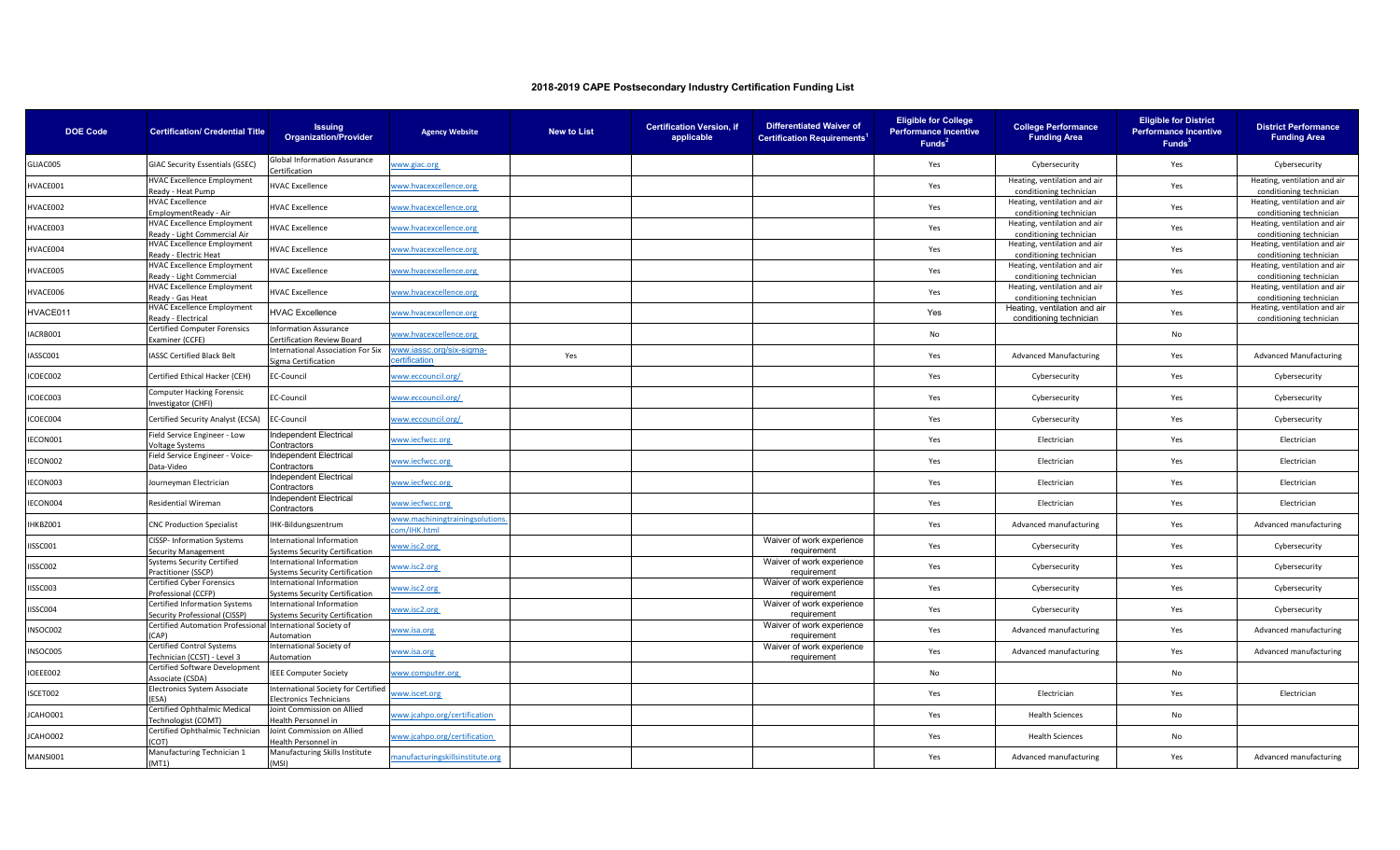# 2018-2019 CAPE Postsecondary Industry Certification Funding List

| DOE Code | Certification/ Credential Title | Issuing Organization/Provider | Agency Website | New to List | Certification Version, if applicable | Differentiated Waiver of Certification Requirements[1] | Eligible for College Performance Incentive Funds[2] | College Performance Funding Area | Eligible for District Performance Incentive Funds[3] | District Performance Funding Area |
|---|---|---|---|---|---|---|---|---|---|---|
| GIJAC005 | GIAC Security Essentials (GSEC) | Global Information Assurance Certification | www.giac.org | | | | Yes | Cybersecurity | Yes | Cybersecurity |
| HVACE001 | HVAC Excellence Employment Ready - Heat Pump | HVAC Excellence | www.hvacexcellence.org | | | | Yes | Heating, ventilation and air conditioning technician | Yes | Heating, ventilation and air conditioning technician |
| HVACE002 | HVAC Excellence EmploymentReady - Air | HVAC Excellence | www.hvacexcellence.org | | | | Yes | Heating, ventilation and air conditioning technician | Yes | Heating, ventilation and air conditioning technician |
| HVACE003 | HVAC Excellence Employment Ready - Light Commercial Air | HVAC Excellence | www.hvacexcellence.org | | | | Yes | Heating, ventilation and air conditioning technician | Yes | Heating, ventilation and air conditioning technician |
| HVACE004 | HVAC Excellence Employment Ready - Electric Heat | HVAC Excellence | www.hvacexcellence.org | | | | Yes | Heating, ventilation and air conditioning technician | Yes | Heating, ventilation and air conditioning technician |
| HVACE005 | HVAC Excellence Employment Ready - Light Commercial | HVAC Excellence | www.hvacexcellence.org | | | | Yes | Heating, ventilation and air conditioning technician | Yes | Heating, ventilation and air conditioning technician |
| HVACE006 | HVAC Excellence Employment Ready - Gas Heat | HVAC Excellence | www.hvacexcellence.org | | | | Yes | Heating, ventilation and air conditioning technician | Yes | Heating, ventilation and air conditioning technician |
| HVACE011 | HVAC Excellence Employment Ready - Electrical | HVAC Excellence | www.hvacexcellence.org | | | | Yes | Heating, ventilation and air conditioning technician | Yes | Heating, ventilation and air conditioning technician |
| IACRB001 | Certified Computer Forensics Examiner (CCFE) | Information Assurance Certification Review Board | www.hvacexcellence.org | | | | No | | No | |
| IASSC001 | IASSC Certified Black Belt | International Association For Six Sigma Certification | www.iassc.org/six-sigma-certification | Yes | | | Yes | Advanced Manufacturing | Yes | Advanced Manufacturing |
| ICOEC002 | Certified Ethical Hacker (CEH) | EC-Council | www.eccouncil.org/ | | | | Yes | Cybersecurity | Yes | Cybersecurity |
| ICOEC003 | Computer Hacking Forensic Investigator (CHFI) | EC-Council | www.eccouncil.org/ | | | | Yes | Cybersecurity | Yes | Cybersecurity |
| ICOEC004 | Certified Security Analyst (ECSA) | EC-Council | www.eccouncil.org/ | | | | Yes | Cybersecurity | Yes | Cybersecurity |
| IECON001 | Field Service Engineer - Low Voltage Systems | Independent Electrical Contractors | www.iecfwcc.org | | | | Yes | Electrician | Yes | Electrician |
| IECON002 | Field Service Engineer - Voice-Data-Video | Independent Electrical Contractors | www.iecfwcc.org | | | | Yes | Electrician | Yes | Electrician |
| IECON003 | Journeyman Electrician | Independent Electrical Contractors | www.iecfwcc.org | | | | Yes | Electrician | Yes | Electrician |
| IECON004 | Residential Wireman | Independent Electrical Contractors | www.iecfwcc.org | | | | Yes | Electrician | Yes | Electrician |
| IHKBZ001 | CNC Production Specialist | IHK-Bildungszentrum | www.machiningtrainingsolutions.com/IHK.html | | | | Yes | Advanced manufacturing | Yes | Advanced manufacturing |
| IISSC001 | CISSP- Information Systems Security Management | International Information Systems Security Certification | www.isc2.org | | | Waiver of work experience requirement | Yes | Cybersecurity | Yes | Cybersecurity |
| IISSC002 | Systems Security Certified Practitioner (SSCP) | International Information Systems Security Certification | www.isc2.org | | | Waiver of work experience requirement | Yes | Cybersecurity | Yes | Cybersecurity |
| IISSC003 | Certified Cyber Forensics Professional (CCFP) | International Information Systems Security Certification | www.isc2.org | | | Waiver of work experience requirement | Yes | Cybersecurity | Yes | Cybersecurity |
| IISSC004 | Certified Information Systems Security Professional (CISSP) | International Information Systems Security Certification | www.isc2.org | | | Waiver of work experience requirement | Yes | Cybersecurity | Yes | Cybersecurity |
| INSOC002 | Certified Automation Professional (CAP) | International Society of Automation | www.isa.org | | | Waiver of work experience requirement | Yes | Advanced manufacturing | Yes | Advanced manufacturing |
| INSOC005 | Certified Control Systems Technician (CCST) - Level 3 | International Society of Automation | www.isa.org | | | Waiver of work experience requirement | Yes | Advanced manufacturing | Yes | Advanced manufacturing |
| IOEEE002 | Certified Software Development Associate (CSDA) | IEEE Computer Society | www.computer.org | | | | No | | No | |
| ISCET002 | Electronics System Associate (ESA) | International Society for Certified Electronics Technicians | www.iscet.org | | | | Yes | Electrician | Yes | Electrician |
| JCAHO001 | Certified Ophthalmic Medical Technologist (COMT) | Joint Commission on Allied Health Personnel in | www.jcahpo.org/certification | | | | Yes | Health Sciences | No | |
| JCAHO002 | Certified Ophthalmic Technician (COT) | Joint Commission on Allied Health Personnel in | www.jcahpo.org/certification | | | | Yes | Health Sciences | No | |
| MANSI001 | Manufacturing Technician 1 (MT1) | Manufacturing Skills Institute (MSI) | manufacturingskillsinstitute.org | | | | Yes | Advanced manufacturing | Yes | Advanced manufacturing |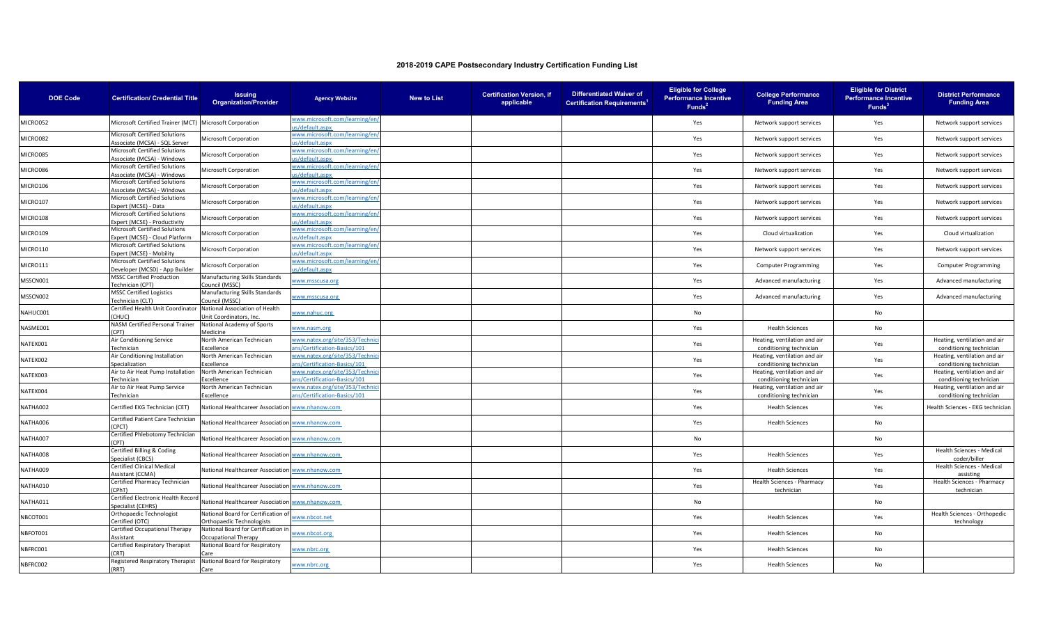## 2018-2019 CAPE Postsecondary Industry Certification Funding List

| DOE Code | Certification/ Credential Title | Issuing Organization/Provider | Agency Website | New to List | Certification Version, if applicable | Differentiated Waiver of Certification Requirements[1] | Eligible for College Performance Incentive Funds[2] | College Performance Funding Area | Eligible for District Performance Incentive Funds[3] | District Performance Funding Area |
|---|---|---|---|---|---|---|---|---|---|---|
| MICRO052 | Microsoft Certified Trainer (MCT) | Microsoft Corporation | www.microsoft.com/learning/en/us/default.aspx | | | | Yes | Network support services | Yes | Network support services |
| MICRO082 | Microsoft Certified Solutions Associate (MCSA) - SQL Server | Microsoft Corporation | www.microsoft.com/learning/en/us/default.aspx | | | | Yes | Network support services | Yes | Network support services |
| MICRO085 | Microsoft Certified Solutions Associate (MCSA) - Windows | Microsoft Corporation | www.microsoft.com/learning/en/us/default.aspx | | | | Yes | Network support services | Yes | Network support services |
| MICRO086 | Microsoft Certified Solutions Associate (MCSA) - Windows | Microsoft Corporation | www.microsoft.com/learning/en/us/default.aspx | | | | Yes | Network support services | Yes | Network support services |
| MICRO106 | Microsoft Certified Solutions Associate (MCSA) - Windows | Microsoft Corporation | www.microsoft.com/learning/en/us/default.aspx | | | | Yes | Network support services | Yes | Network support services |
| MICRO107 | Microsoft Certified Solutions Expert (MCSE) - Data | Microsoft Corporation | www.microsoft.com/learning/en/us/default.aspx | | | | Yes | Network support services | Yes | Network support services |
| MICRO108 | Microsoft Certified Solutions Expert (MCSE) - Productivity | Microsoft Corporation | www.microsoft.com/learning/en/us/default.aspx | | | | Yes | Network support services | Yes | Network support services |
| MICRO109 | Microsoft Certified Solutions Expert (MCSE) - Cloud Platform | Microsoft Corporation | www.microsoft.com/learning/en/us/default.aspx | | | | Yes | Cloud virtualization | Yes | Cloud virtualization |
| MICRO110 | Microsoft Certified Solutions Expert (MCSE) - Mobility | Microsoft Corporation | www.microsoft.com/learning/en/us/default.aspx | | | | Yes | Network support services | Yes | Network support services |
| MICRO111 | Microsoft Certified Solutions Developer (MCSD) - App Builder | Microsoft Corporation | www.microsoft.com/learning/en/us/default.aspx | | | | Yes | Computer Programming | Yes | Computer Programming |
| MSSCN001 | MSSC Certified Production Technician (CPT) | Manufacturing Skills Standards Council (MSSC) | www.msscusa.org | | | | Yes | Advanced manufacturing | Yes | Advanced manufacturing |
| MSSCN002 | MSSC Certified Logistics Technician (CLT) | Manufacturing Skills Standards Council (MSSC) | www.msscusa.org | | | | Yes | Advanced manufacturing | Yes | Advanced manufacturing |
| NAHUC001 | Certified Health Unit Coordinator (CHUC) | National Association of Health Unit Coordinators, Inc. | www.nahuc.org | | | | No | | No | |
| NASME001 | NASM Certified Personal Trainer (CPT) | National Academy of Sports Medicine | www.nasm.org | | | | Yes | Health Sciences | No | |
| NATEX001 | Air Conditioning Service Technician | North American Technician Excellence | www.natex.org/site/353/Technicians/Certification-Basics/101 | | | | Yes | Heating, ventilation and air conditioning technician | Yes | Heating, ventilation and air conditioning technician |
| NATEX002 | Air Conditioning Installation Specialization | North American Technician Excellence | www.natex.org/site/353/Technicians/Certification-Basics/101 | | | | Yes | Heating, ventilation and air conditioning technician | Yes | Heating, ventilation and air conditioning technician |
| NATEX003 | Air to Air Heat Pump Installation Technician | North American Technician Excellence | www.natex.org/site/353/Technicians/Certification-Basics/101 | | | | Yes | Heating, ventilation and air conditioning technician | Yes | Heating, ventilation and air conditioning technician |
| NATEX004 | Air to Air Heat Pump Service Technician | North American Technician Excellence | www.natex.org/site/353/Technicians/Certification-Basics/101 | | | | Yes | Heating, ventilation and air conditioning technician | Yes | Heating, ventilation and air conditioning technician |
| NATHA002 | Certified EKG Technician (CET) | National Healthcareer Association | www.nhanow.com | | | | Yes | Health Sciences | Yes | Health Sciences - EKG technician |
| NATHA006 | Certified Patient Care Technician (CPCT) | National Healthcareer Association | www.nhanow.com | | | | Yes | Health Sciences | No | |
| NATHA007 | Certified Phlebotomy Technician (CPT) | National Healthcareer Association | www.nhanow.com | | | | No | | No | |
| NATHA008 | Certified Billing & Coding Specialist (CBCS) | National Healthcareer Association | www.nhanow.com | | | | Yes | Health Sciences | Yes | Health Sciences - Medical coder/biller |
| NATHA009 | Certified Clinical Medical Assistant (CCMA) | National Healthcareer Association | www.nhanow.com | | | | Yes | Health Sciences | Yes | Health Sciences - Medical assisting |
| NATHA010 | Certified Pharmacy Technician (CPhT) | National Healthcareer Association | www.nhanow.com | | | | Yes | Health Sciences - Pharmacy technician | Yes | Health Sciences - Pharmacy technician |
| NATHA011 | Certified Electronic Health Record Specialist (CEHRS) | National Healthcareer Association | www.nhanow.com | | | | No | | No | |
| NBCOT001 | Orthopaedic Technologist Certified (OTC) | National Board for Certification of Orthopaedic Technologists | www.nbcot.net | | | | Yes | Health Sciences | Yes | Health Sciences - Orthopedic technology |
| NBFOT001 | Certified Occupational Therapy Assistant | National Board for Certification in Occupational Therapy | www.nbcot.org | | | | Yes | Health Sciences | No | |
| NBFRC001 | Certified Respiratory Therapist (CRT) | National Board for Respiratory Care | www.nbrc.org | | | | Yes | Health Sciences | No | |
| NBFRC002 | Registered Respiratory Therapist (RRT) | National Board for Respiratory Care | www.nbrc.org | | | | Yes | Health Sciences | No | |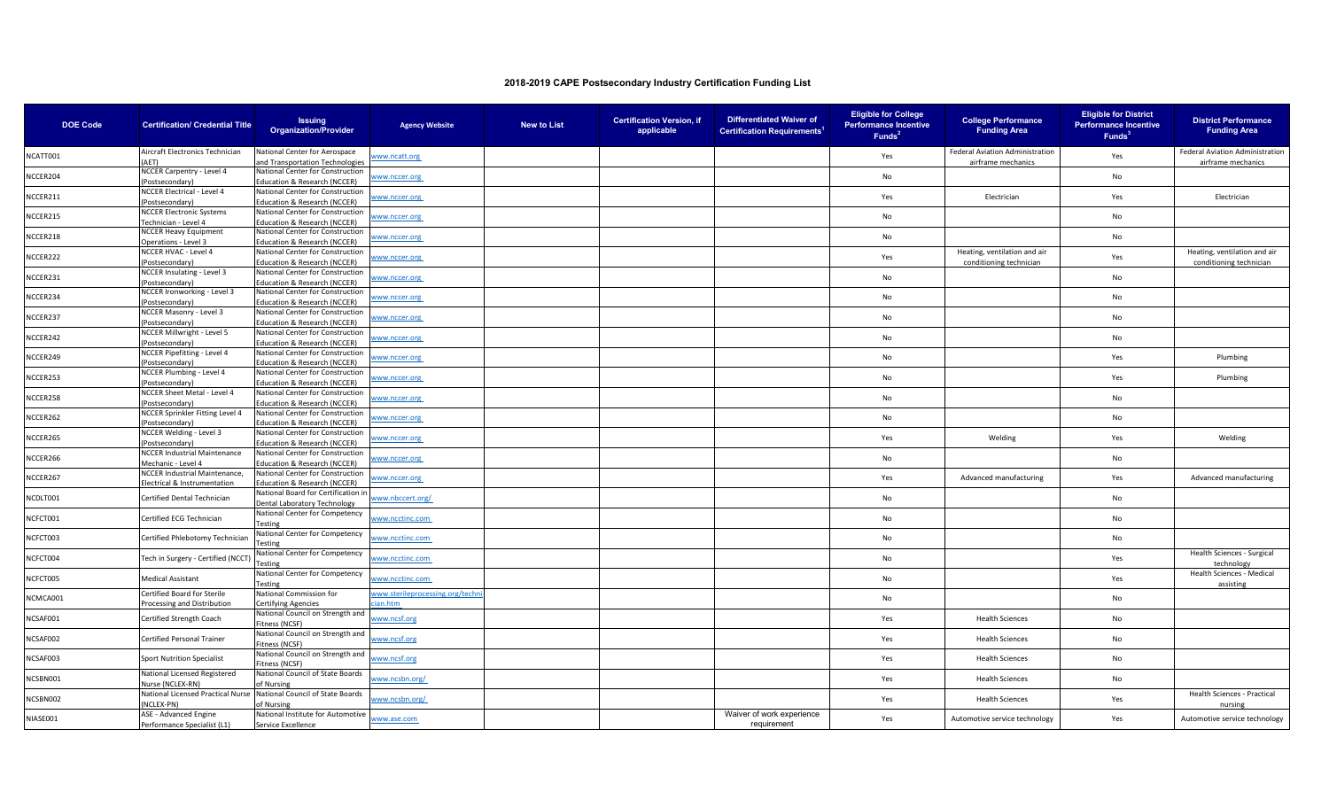## 2018-2019 CAPE Postsecondary Industry Certification Funding List

| DOE Code | Certification/ Credential Title | Issuing Organization/Provider | Agency Website | New to List | Certification Version, if applicable | Differentiated Waiver of Certification Requirements[1] | Eligible for College Performance Incentive Funds[2] | College Performance Funding Area | Eligible for District Performance Incentive Funds[3] | District Performance Funding Area |
|---|---|---|---|---|---|---|---|---|---|---|
| NCATT001 | Aircraft Electronics Technician (AET) | National Center for Aerospace and Transportation Technologies | www.ncatt.org | | | | Yes | Federal Aviation Administration airframe mechanics | Yes | Federal Aviation Administration airframe mechanics |
| NCCER204 | NCCER Carpentry - Level 4 (Postsecondary) | National Center for Construction Education & Research (NCCER) | www.nccer.org | | | | No | | No | |
| NCCER211 | NCCER Electrical - Level 4 (Postsecondary) | National Center for Construction Education & Research (NCCER) | www.nccer.org | | | | Yes | Electrician | Yes | Electrician |
| NCCER215 | NCCER Electronic Systems Technician - Level 4 | National Center for Construction Education & Research (NCCER) | www.nccer.org | | | | No | | No | |
| NCCER218 | NCCER Heavy Equipment Operations - Level 3 | National Center for Construction Education & Research (NCCER) | www.nccer.org | | | | No | | No | |
| NCCER222 | NCCER HVAC - Level 4 (Postsecondary) | National Center for Construction Education & Research (NCCER) | www.nccer.org | | | | Yes | Heating, ventilation and air conditioning technician | Yes | Heating, ventilation and air conditioning technician |
| NCCER231 | NCCER Insulating - Level 3 (Postsecondary) | National Center for Construction Education & Research (NCCER) | www.nccer.org | | | | No | | No | |
| NCCER234 | NCCER Ironworking - Level 3 (Postsecondary) | National Center for Construction Education & Research (NCCER) | www.nccer.org | | | | No | | No | |
| NCCER237 | NCCER Masonry - Level 3 (Postsecondary) | National Center for Construction Education & Research (NCCER) | www.nccer.org | | | | No | | No | |
| NCCER242 | NCCER Millwright - Level 5 (Postsecondary) | National Center for Construction Education & Research (NCCER) | www.nccer.org | | | | No | | No | |
| NCCER249 | NCCER Pipefitting - Level 4 (Postsecondary) | National Center for Construction Education & Research (NCCER) | www.nccer.org | | | | No | | Yes | Plumbing |
| NCCER253 | NCCER Plumbing - Level 4 (Postsecondary) | National Center for Construction Education & Research (NCCER) | www.nccer.org | | | | No | | Yes | Plumbing |
| NCCER258 | NCCER Sheet Metal - Level 4 (Postsecondary) | National Center for Construction Education & Research (NCCER) | www.nccer.org | | | | No | | No | |
| NCCER262 | NCCER Sprinkler Fitting Level 4 (Postsecondary) | National Center for Construction Education & Research (NCCER) | www.nccer.org | | | | No | | No | |
| NCCER265 | NCCER Welding - Level 3 (Postsecondary) | National Center for Construction Education & Research (NCCER) | www.nccer.org | | | | Yes | Welding | Yes | Welding |
| NCCER266 | NCCER Industrial Maintenance Mechanic - Level 4 | National Center for Construction Education & Research (NCCER) | www.nccer.org | | | | No | | No | |
| NCCER267 | NCCER Industrial Maintenance, Electrical & Instrumentation | National Center for Construction Education & Research (NCCER) | www.nccer.org | | | | Yes | Advanced manufacturing | Yes | Advanced manufacturing |
| NCDLT001 | Certified Dental Technician | National Board for Certification in Dental Laboratory Technology | www.nbccert.org/ | | | | No | | No | |
| NCFCT001 | Certified ECG Technician | National Center for Competency Testing | www.ncctinc.com | | | | No | | No | |
| NCFCT003 | Certified Phlebotomy Technician | National Center for Competency Testing | www.ncctinc.com | | | | No | | No | |
| NCFCT004 | Tech in Surgery - Certified (NCCT) | National Center for Competency Testing | www.ncctinc.com | | | | No | | Yes | Health Sciences - Surgical technology |
| NCFCT005 | Medical Assistant | National Center for Competency Testing | www.ncctinc.com | | | | No | | Yes | Health Sciences - Medical assisting |
| NCMCA001 | Certified Board for Sterile Processing and Distribution | National Commission for Certifying Agencies | www.sterileprocessing.org/technician.htm | | | | No | | No | |
| NCSAF001 | Certified Strength Coach | National Council on Strength and Fitness (NCSF) | www.ncsf.org | | | | Yes | Health Sciences | No | |
| NCSAF002 | Certified Personal Trainer | National Council on Strength and Fitness (NCSF) | www.ncsf.org | | | | Yes | Health Sciences | No | |
| NCSAF003 | Sport Nutrition Specialist | National Council on Strength and Fitness (NCSF) | www.ncsf.org | | | | Yes | Health Sciences | No | |
| NCSBN001 | National Licensed Registered Nurse (NCLEX-RN) | National Council of State Boards of Nursing | www.ncsbn.org/ | | | | Yes | Health Sciences | No | |
| NCSBN002 | National Licensed Practical Nurse (NCLEX-PN) | National Council of State Boards of Nursing | www.ncsbn.org/ | | | | Yes | Health Sciences | Yes | Health Sciences - Practical nursing |
| NIASE001 | ASE - Advanced Engine Performance Specialist (L1) | National Institute for Automotive Service Excellence | www.ase.com | | | Waiver of work experience requirement | Yes | Automotive service technology | Yes | Automotive service technology |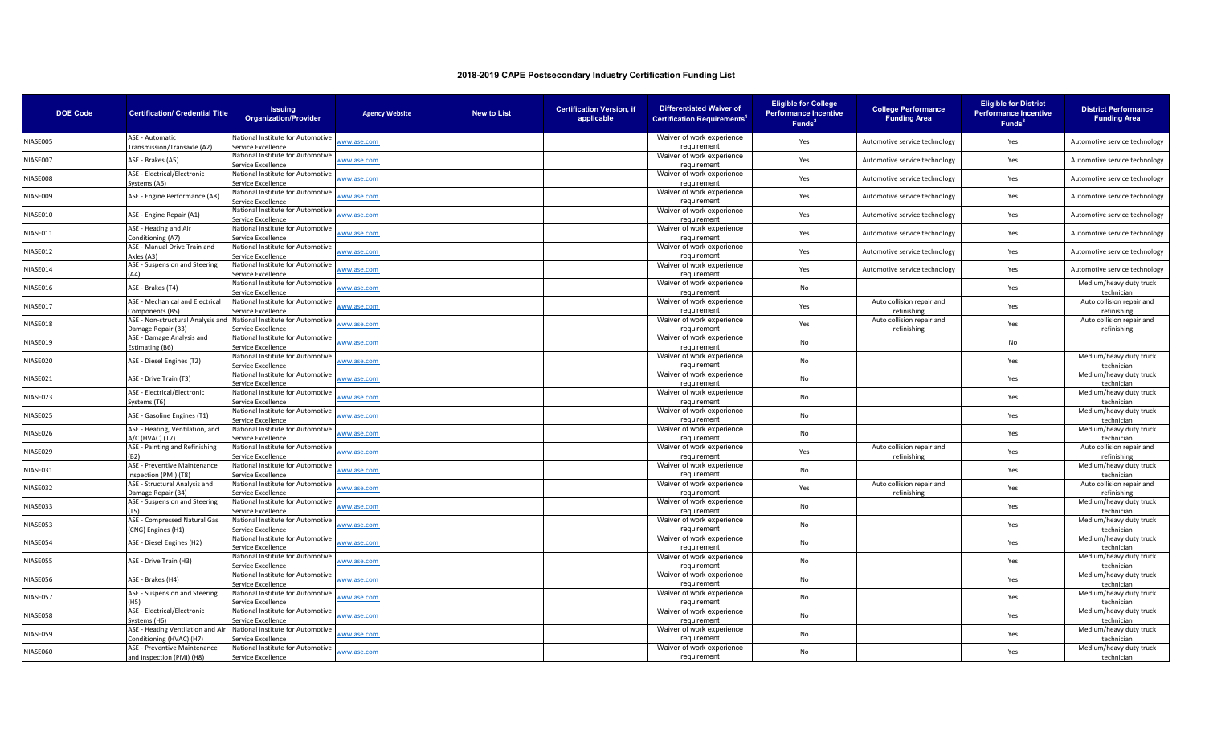## 2018-2019 CAPE Postsecondary Industry Certification Funding List

| DOE Code | Certification/ Credential Title | Issuing Organization/Provider | Agency Website | New to List | Certification Version, if applicable | Differentiated Waiver of Certification Requirements[1] | Eligible for College Performance Incentive Funds[2] | College Performance Funding Area | Eligible for District Performance Incentive Funds[3] | District Performance Funding Area |
|---|---|---|---|---|---|---|---|---|---|---|
| NIASE005 | ASE - Automatic Transmission/Transaxle (A2) | National Institute for Automotive Service Excellence | www.ase.com | | | Waiver of work experience requirement | Yes | Automotive service technology | Yes | Automotive service technology |
| NIASE007 | ASE - Brakes (A5) | National Institute for Automotive Service Excellence | www.ase.com | | | Waiver of work experience requirement | Yes | Automotive service technology | Yes | Automotive service technology |
| NIASE008 | ASE - Electrical/Electronic Systems (A6) | National Institute for Automotive Service Excellence | www.ase.com | | | Waiver of work experience requirement | Yes | Automotive service technology | Yes | Automotive service technology |
| NIASE009 | ASE - Engine Performance (A8) | National Institute for Automotive Service Excellence | www.ase.com | | | Waiver of work experience requirement | Yes | Automotive service technology | Yes | Automotive service technology |
| NIASE010 | ASE - Engine Repair (A1) | National Institute for Automotive Service Excellence | www.ase.com | | | Waiver of work experience requirement | Yes | Automotive service technology | Yes | Automotive service technology |
| NIASE011 | ASE - Heating and Air Conditioning (A7) | National Institute for Automotive Service Excellence | www.ase.com | | | Waiver of work experience requirement | Yes | Automotive service technology | Yes | Automotive service technology |
| NIASE012 | ASE - Manual Drive Train and Axles (A3) | National Institute for Automotive Service Excellence | www.ase.com | | | Waiver of work experience requirement | Yes | Automotive service technology | Yes | Automotive service technology |
| NIASE014 | ASE - Suspension and Steering (A4) | National Institute for Automotive Service Excellence | www.ase.com | | | Waiver of work experience requirement | Yes | Automotive service technology | Yes | Automotive service technology |
| NIASE016 | ASE - Brakes (T4) | National Institute for Automotive Service Excellence | www.ase.com | | | Waiver of work experience requirement | No | | Yes | Medium/heavy duty truck technician |
| NIASE017 | ASE - Mechanical and Electrical Components (B5) | National Institute for Automotive Service Excellence | www.ase.com | | | Waiver of work experience requirement | Yes | Auto collision repair and refinishing | Yes | Auto collision repair and refinishing |
| NIASE018 | ASE - Non-structural Analysis and Damage Repair (B3) | National Institute for Automotive Service Excellence | www.ase.com | | | Waiver of work experience requirement | Yes | Auto collision repair and refinishing | Yes | Auto collision repair and refinishing |
| NIASE019 | ASE - Damage Analysis and Estimating (B6) | National Institute for Automotive Service Excellence | www.ase.com | | | Waiver of work experience requirement | No | | No | |
| NIASE020 | ASE - Diesel Engines (T2) | National Institute for Automotive Service Excellence | www.ase.com | | | Waiver of work experience requirement | No | | Yes | Medium/heavy duty truck technician |
| NIASE021 | ASE - Drive Train (T3) | National Institute for Automotive Service Excellence | www.ase.com | | | Waiver of work experience requirement | No | | Yes | Medium/heavy duty truck technician |
| NIASE023 | ASE - Electrical/Electronic Systems (T6) | National Institute for Automotive Service Excellence | www.ase.com | | | Waiver of work experience requirement | No | | Yes | Medium/heavy duty truck technician |
| NIASE025 | ASE - Gasoline Engines (T1) | National Institute for Automotive Service Excellence | www.ase.com | | | Waiver of work experience requirement | No | | Yes | Medium/heavy duty truck technician |
| NIASE026 | ASE - Heating, Ventilation, and A/C (HVAC) (T7) | National Institute for Automotive Service Excellence | www.ase.com | | | Waiver of work experience requirement | No | | Yes | Medium/heavy duty truck technician |
| NIASE029 | ASE - Painting and Refinishing (B2) | National Institute for Automotive Service Excellence | www.ase.com | | | Waiver of work experience requirement | Yes | Auto collision repair and refinishing | Yes | Auto collision repair and refinishing |
| NIASE031 | ASE - Preventive Maintenance Inspection (PMI) (T8) | National Institute for Automotive Service Excellence | www.ase.com | | | Waiver of work experience requirement | No | | Yes | Medium/heavy duty truck technician |
| NIASE032 | ASE - Structural Analysis and Damage Repair (B4) | National Institute for Automotive Service Excellence | www.ase.com | | | Waiver of work experience requirement | Yes | Auto collision repair and refinishing | Yes | Auto collision repair and refinishing |
| NIASE033 | ASE - Suspension and Steering (T5) | National Institute for Automotive Service Excellence | www.ase.com | | | Waiver of work experience requirement | No | | Yes | Medium/heavy duty truck technician |
| NIASE053 | ASE - Compressed Natural Gas (CNG) Engines (H1) | National Institute for Automotive Service Excellence | www.ase.com | | | Waiver of work experience requirement | No | | Yes | Medium/heavy duty truck technician |
| NIASE054 | ASE - Diesel Engines (H2) | National Institute for Automotive Service Excellence | www.ase.com | | | Waiver of work experience requirement | No | | Yes | Medium/heavy duty truck technician |
| NIASE055 | ASE - Drive Train (H3) | National Institute for Automotive Service Excellence | www.ase.com | | | Waiver of work experience requirement | No | | Yes | Medium/heavy duty truck technician |
| NIASE056 | ASE - Brakes (H4) | National Institute for Automotive Service Excellence | www.ase.com | | | Waiver of work experience requirement | No | | Yes | Medium/heavy duty truck technician |
| NIASE057 | ASE - Suspension and Steering (H5) | National Institute for Automotive Service Excellence | www.ase.com | | | Waiver of work experience requirement | No | | Yes | Medium/heavy duty truck technician |
| NIASE058 | ASE - Electrical/Electronic Systems (H6) | National Institute for Automotive Service Excellence | www.ase.com | | | Waiver of work experience requirement | No | | Yes | Medium/heavy duty truck technician |
| NIASE059 | ASE - Heating Ventilation and Air Conditioning (HVAC) (H7) | National Institute for Automotive Service Excellence | www.ase.com | | | Waiver of work experience requirement | No | | Yes | Medium/heavy duty truck technician |
| NIASE060 | ASE - Preventive Maintenance and Inspection (PMI) (H8) | National Institute for Automotive Service Excellence | www.ase.com | | | Waiver of work experience requirement | No | | Yes | Medium/heavy duty truck technician |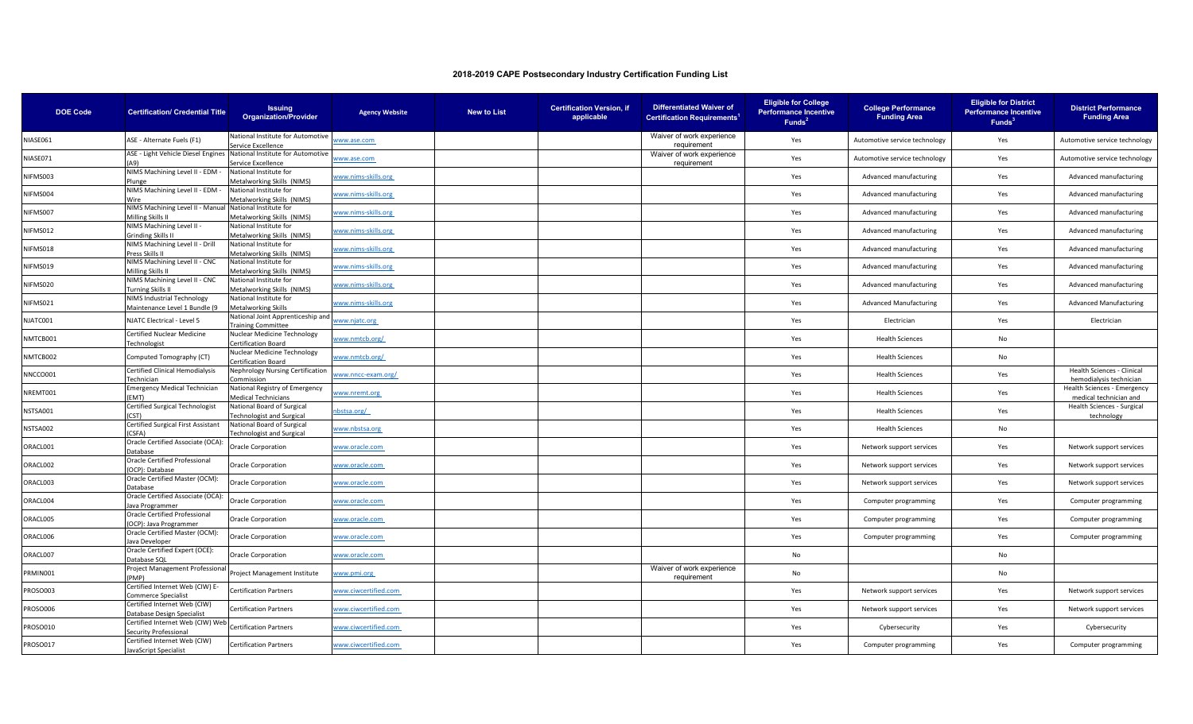# 2018-2019 CAPE Postsecondary Industry Certification Funding List

| DOE Code | Certification/ Credential Title | Issuing Organization/Provider | Agency Website | New to List | Certification Version, if applicable | Differentiated Waiver of Certification Requirements[1] | Eligible for College Performance Incentive Funds[2] | College Performance Funding Area | Eligible for District Performance Incentive Funds[3] | District Performance Funding Area |
|---|---|---|---|---|---|---|---|---|---|---|
| NIASE061 | ASE - Alternate Fuels (F1) | National Institute for Automotive Service Excellence | www.ase.com | | | Waiver of work experience requirement | Yes | Automotive service technology | Yes | Automotive service technology |
| NIASE071 | ASE - Light Vehicle Diesel Engines (A9) | National Institute for Automotive Service Excellence | www.ase.com | | | Waiver of work experience requirement | Yes | Automotive service technology | Yes | Automotive service technology |
| NIFMS003 | NIMS Machining Level II - EDM - Plunge | National Institute for Metalworking Skills (NIMS) | www.nims-skills.org | | | | Yes | Advanced manufacturing | Yes | Advanced manufacturing |
| NIFMS004 | NIMS Machining Level II - EDM - Wire | National Institute for Metalworking Skills (NIMS) | www.nims-skills.org | | | | Yes | Advanced manufacturing | Yes | Advanced manufacturing |
| NIFMS007 | NIMS Machining Level II - Manual Milling Skills II | National Institute for Metalworking Skills (NIMS) | www.nims-skills.org | | | | Yes | Advanced manufacturing | Yes | Advanced manufacturing |
| NIFMS012 | NIMS Machining Level II - Grinding Skills II | National Institute for Metalworking Skills (NIMS) | www.nims-skills.org | | | | Yes | Advanced manufacturing | Yes | Advanced manufacturing |
| NIFMS018 | NIMS Machining Level II - Drill Press Skills II | National Institute for Metalworking Skills (NIMS) | www.nims-skills.org | | | | Yes | Advanced manufacturing | Yes | Advanced manufacturing |
| NIFMS019 | NIMS Machining Level II - CNC Milling Skills II | National Institute for Metalworking Skills (NIMS) | www.nims-skills.org | | | | Yes | Advanced manufacturing | Yes | Advanced manufacturing |
| NIFMS020 | NIMS Machining Level II - CNC Turning Skills II | National Institute for Metalworking Skills (NIMS) | www.nims-skills.org | | | | Yes | Advanced manufacturing | Yes | Advanced manufacturing |
| NIFMS021 | NIMS Industrial Technology Maintenance Level 1 Bundle (9 | National Institute for Metalworking Skills | www.nims-skills.org | | | | Yes | Advanced Manufacturing | Yes | Advanced Manufacturing |
| NJATC001 | NJATC Electrical - Level 5 | National Joint Apprenticeship and Training Committee | www.njatc.org | | | | Yes | Electrician | Yes | Electrician |
| NMTCB001 | Certified Nuclear Medicine Technologist | Nuclear Medicine Technology Certification Board | www.nmtcb.org/ | | | | Yes | Health Sciences | No | |
| NMTCB002 | Computed Tomography (CT) | Nuclear Medicine Technology Certification Board | www.nmtcb.org/ | | | | Yes | Health Sciences | No | |
| NNCCO001 | Certified Clinical Hemodialysis Technician | Nephrology Nursing Certification Commission | www.nncc-exam.org/ | | | | Yes | Health Sciences | Yes | Health Sciences - Clinical hemodialysis technician |
| NREMT001 | Emergency Medical Technician (EMT) | National Registry of Emergency Medical Technicians | www.nremt.org | | | | Yes | Health Sciences | Yes | Health Sciences - Emergency medical technician and |
| NSTSA001 | Certified Surgical Technologist (CST) | National Board of Surgical Technologist and Surgical | nbstsa.org/ | | | | Yes | Health Sciences | Yes | Health Sciences - Surgical technology |
| NSTSA002 | Certified Surgical First Assistant (CSFA) | National Board of Surgical Technologist and Surgical | www.nbstsa.org | | | | Yes | Health Sciences | No | |
| ORACL001 | Oracle Certified Associate (OCA): Database | Oracle Corporation | www.oracle.com | | | | Yes | Network support services | Yes | Network support services |
| ORACL002 | Oracle Certified Professional (OCP): Database | Oracle Corporation | www.oracle.com | | | | Yes | Network support services | Yes | Network support services |
| ORACL003 | Oracle Certified Master (OCM): Database | Oracle Corporation | www.oracle.com | | | | Yes | Network support services | Yes | Network support services |
| ORACL004 | Oracle Certified Associate (OCA): Java Programmer | Oracle Corporation | www.oracle.com | | | | Yes | Computer programming | Yes | Computer programming |
| ORACL005 | Oracle Certified Professional (OCP): Java Programmer | Oracle Corporation | www.oracle.com | | | | Yes | Computer programming | Yes | Computer programming |
| ORACL006 | Oracle Certified Master (OCM): Java Developer | Oracle Corporation | www.oracle.com | | | | Yes | Computer programming | Yes | Computer programming |
| ORACL007 | Oracle Certified Expert (OCE): Database SQL | Oracle Corporation | www.oracle.com | | | | No | | No | |
| PRMIN001 | Project Management Professional (PMP) | Project Management Institute | www.pmi.org | | | Waiver of work experience requirement | No | | No | |
| PROSO003 | Certified Internet Web (CIW) E-Commerce Specialist | Certification Partners | www.ciwcertified.com | | | | Yes | Network support services | Yes | Network support services |
| PROSO006 | Certified Internet Web (CIW) Database Design Specialist | Certification Partners | www.ciwcertified.com | | | | Yes | Network support services | Yes | Network support services |
| PROSO010 | Certified Internet Web (CIW) Web Security Professional | Certification Partners | www.ciwcertified.com | | | | Yes | Cybersecurity | Yes | Cybersecurity |
| PROSO017 | Certified Internet Web (CIW) JavaScript Specialist | Certification Partners | www.ciwcertified.com | | | | Yes | Computer programming | Yes | Computer programming |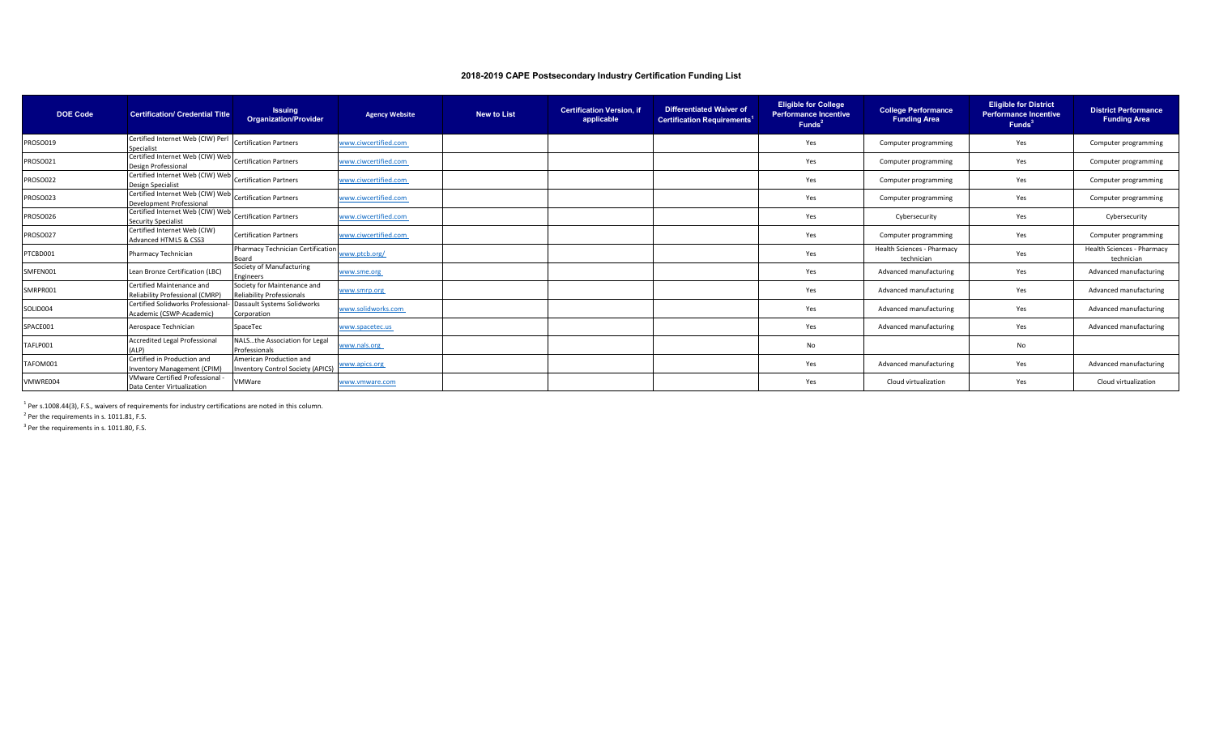## 2018-2019 CAPE Postsecondary Industry Certification Funding List

| DOE Code | Certification/ Credential Title | Issuing Organization/Provider | Agency Website | New to List | Certification Version, if applicable | Differentiated Waiver of Certification Requirements[1] | Eligible for College Performance Incentive Funds[2] | College Performance Funding Area | Eligible for District Performance Incentive Funds[3] | District Performance Funding Area |
|---|---|---|---|---|---|---|---|---|---|---|
| PROSO019 | Certified Internet Web (CIW) Perl Specialist | Certification Partners | www.ciwcertified.com | | | | Yes | Computer programming | Yes | Computer programming |
| PROSO021 | Certified Internet Web (CIW) Web Design Professional | Certification Partners | www.ciwcertified.com | | | | Yes | Computer programming | Yes | Computer programming |
| PROSO022 | Certified Internet Web (CIW) Web Design Specialist | Certification Partners | www.ciwcertified.com | | | | Yes | Computer programming | Yes | Computer programming |
| PROSO023 | Certified Internet Web (CIW) Web Development Professional | Certification Partners | www.ciwcertified.com | | | | Yes | Computer programming | Yes | Computer programming |
| PROSO026 | Certified Internet Web (CIW) Web Security Specialist | Certification Partners | www.ciwcertified.com | | | | Yes | Cybersecurity | Yes | Cybersecurity |
| PROSO027 | Certified Internet Web (CIW) Advanced HTML5 & CSS3 | Certification Partners | www.ciwcertified.com | | | | Yes | Computer programming | Yes | Computer programming |
| PTCBD001 | Pharmacy Technician | Pharmacy Technician Certification Board | www.ptcb.org/ | | | | Yes | Health Sciences - Pharmacy technician | Yes | Health Sciences - Pharmacy technician |
| SMFEN001 | Lean Bronze Certification (LBC) | Society of Manufacturing Engineers | www.sme.org | | | | Yes | Advanced manufacturing | Yes | Advanced manufacturing |
| SMRPR001 | Certified Maintenance and Reliability Professional (CMRP) | Society for Maintenance and Reliability Professionals | www.smrp.org | | | | Yes | Advanced manufacturing | Yes | Advanced manufacturing |
| SOLID004 | Certified Solidworks Professional-Academic (CSWP-Academic) | Dassault Systems Solidworks Corporation | www.solidworks.com | | | | Yes | Advanced manufacturing | Yes | Advanced manufacturing |
| SPACE001 | Aerospace Technician | SpaceTec | www.spacetec.us | | | | Yes | Advanced manufacturing | Yes | Advanced manufacturing |
| TAFLP001 | Accredited Legal Professional (ALP) | NALS...the Association for Legal Professionals | www.nals.org | | | | No | | No | |
| TAFOM001 | Certified in Production and Inventory Management (CPIM) | American Production and Inventory Control Society (APICS) | www.apics.org | | | | Yes | Advanced manufacturing | Yes | Advanced manufacturing |
| VMWRE004 | VMware Certified Professional - Data Center Virtualization | VMWare | www.vmware.com | | | | Yes | Cloud virtualization | Yes | Cloud virtualization |

[1] Per s.1008.44(3), F.S., waivers of requirements for industry certifications are noted in this column.

[2] Per the requirements in s. 1011.81, F.S.

[3] Per the requirements in s. 1011.80, F.S.